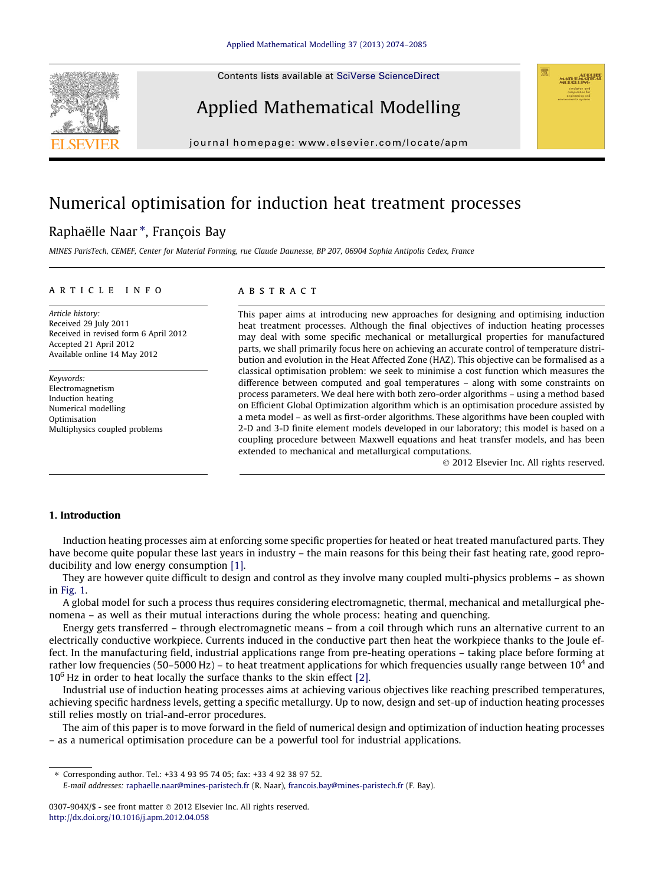# Numerical optimisation for induction heat treatment processes

Raphaëlle Naar *, François Bay

*MINES ParisTech, CEMEF, Center for Material Forming, rue Claude Daunesse, BP 207, 06904 Sophia Antipolis Cedex, France*

## ARTICLE INFO

*Article history:*
Received 29 July 2011
Received in revised form 6 April 2012
Accepted 21 April 2012
Available online 14 May 2012

*Keywords:*
Electromagnetism
Induction heating
Numerical modelling
Optimisation
Multiphysics coupled problems

## ABSTRACT

This paper aims at introducing new approaches for designing and optimising induction heat treatment processes. Although the final objectives of induction heating processes may deal with some specific mechanical or metallurgical properties for manufactured parts, we shall primarily focus here on achieving an accurate control of temperature distribution and evolution in the Heat Affected Zone (HAZ). This objective can be formalised as a classical optimisation problem: we seek to minimise a cost function which measures the difference between computed and goal temperatures – along with some constraints on process parameters. We deal here with both zero-order algorithms – using a method based on Efficient Global Optimization algorithm which is an optimisation procedure assisted by a meta model – as well as first-order algorithms. These algorithms have been coupled with 2-D and 3-D finite element models developed in our laboratory; this model is based on a coupling procedure between Maxwell equations and heat transfer models, and has been extended to mechanical and metallurgical computations.

© 2012 Elsevier Inc. All rights reserved.

## 1. Introduction

Induction heating processes aim at enforcing some specific properties for heated or heat treated manufactured parts. They have become quite popular these last years in industry – the main reasons for this being their fast heating rate, good reproducibility and low energy consumption [1].

They are however quite difficult to design and control as they involve many coupled multi-physics problems – as shown in Fig. 1.

A global model for such a process thus requires considering electromagnetic, thermal, mechanical and metallurgical phenomena – as well as their mutual interactions during the whole process: heating and quenching.

Energy gets transferred – through electromagnetic means – from a coil through which runs an alternative current to an electrically conductive workpiece. Currents induced in the conductive part then heat the workpiece thanks to the Joule effect. In the manufacturing field, industrial applications range from pre-heating operations – taking place before forming at rather low frequencies (50–5000 Hz) – to heat treatment applications for which frequencies usually range between $10^4$ and $10^6$ Hz in order to heat locally the surface thanks to the skin effect [2].

Industrial use of induction heating processes aims at achieving various objectives like reaching prescribed temperatures, achieving specific hardness levels, getting a specific metallurgy. Up to now, design and set-up of induction heating processes still relies mostly on trial-and-error procedures.

The aim of this paper is to move forward in the field of numerical design and optimization of induction heating processes – as a numerical optimisation procedure can be a powerful tool for industrial applications.

---

* Corresponding author. Tel.: +33 4 93 95 74 05; fax: +33 4 92 38 97 52.
*E-mail addresses:* raphaelle.naar@mines-paristech.fr (R. Naar), francois.bay@mines-paristech.fr (F. Bay).

0307-904X/$ - see front matter © 2012 Elsevier Inc. All rights reserved.
http://dx.doi.org/10.1016/j.apm.2012.04.058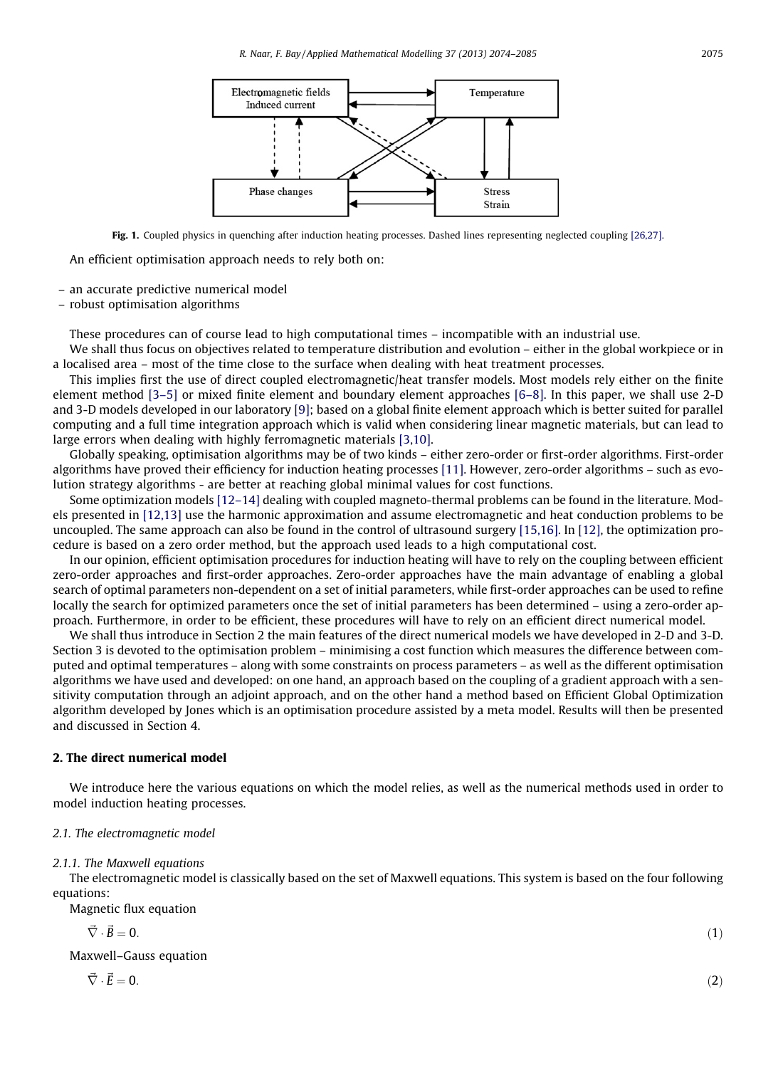Electromagnetic fields
Induced current

Temperature

Phase changes

Stress
Strain

**Fig. 1.** Coupled physics in quenching after induction heating processes. Dashed lines representing neglected coupling [26,27].

An efficient optimisation approach needs to rely both on:

– an accurate predictive numerical model
– robust optimisation algorithms

These procedures can of course lead to high computational times – incompatible with an industrial use.

We shall thus focus on objectives related to temperature distribution and evolution – either in the global workpiece or in a localised area – most of the time close to the surface when dealing with heat treatment processes.

This implies first the use of direct coupled electromagnetic/heat transfer models. Most models rely either on the finite element method [3–5] or mixed finite element and boundary element approaches [6–8]. In this paper, we shall use 2-D and 3-D models developed in our laboratory [9]; based on a global finite element approach which is better suited for parallel computing and a full time integration approach which is valid when considering linear magnetic materials, but can lead to large errors when dealing with highly ferromagnetic materials [3,10].

Globally speaking, optimisation algorithms may be of two kinds – either zero-order or first-order algorithms. First-order algorithms have proved their efficiency for induction heating processes [11]. However, zero-order algorithms – such as evolution strategy algorithms - are better at reaching global minimal values for cost functions.

Some optimization models [12–14] dealing with coupled magneto-thermal problems can be found in the literature. Models presented in [12,13] use the harmonic approximation and assume electromagnetic and heat conduction problems to be uncoupled. The same approach can also be found in the control of ultrasound surgery [15,16]. In [12], the optimization procedure is based on a zero order method, but the approach used leads to a high computational cost.

In our opinion, efficient optimisation procedures for induction heating will have to rely on the coupling between efficient zero-order approaches and first-order approaches. Zero-order approaches have the main advantage of enabling a global search of optimal parameters non-dependent on a set of initial parameters, while first-order approaches can be used to refine locally the search for optimized parameters once the set of initial parameters has been determined – using a zero-order approach. Furthermore, in order to be efficient, these procedures will have to rely on an efficient direct numerical model.

We shall thus introduce in Section 2 the main features of the direct numerical models we have developed in 2-D and 3-D. Section 3 is devoted to the optimisation problem – minimising a cost function which measures the difference between computed and optimal temperatures – along with some constraints on process parameters – as well as the different optimisation algorithms we have used and developed: on one hand, an approach based on the coupling of a gradient approach with a sensitivity computation through an adjoint approach, and on the other hand a method based on Efficient Global Optimization algorithm developed by Jones which is an optimisation procedure assisted by a meta model. Results will then be presented and discussed in Section 4.

## 2. The direct numerical model

We introduce here the various equations on which the model relies, as well as the numerical methods used in order to model induction heating processes.

### *2.1. The electromagnetic model*

#### *2.1.1. The Maxwell equations*

The electromagnetic model is classically based on the set of Maxwell equations. This system is based on the four following equations:

Magnetic flux equation

$$\vec{\nabla} \cdot \vec{B} = 0. \tag{1}$$

Maxwell–Gauss equation

$$\vec{\nabla} \cdot \vec{E} = 0. \tag{2}$$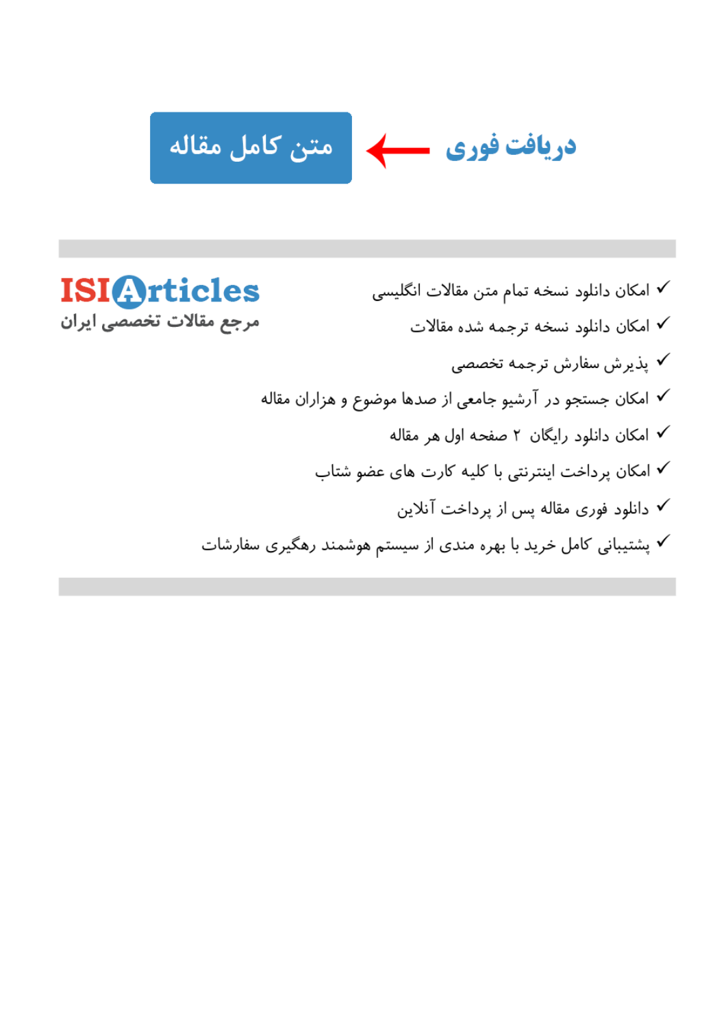دریافت فوری ← **متن کامل مقاله**

**ISIArticles**
مرجع مقالات تخصصی ایران

- ✓ امکان دانلود نسخه تمام متن مقالات انگلیسی
- ✓ امکان دانلود نسخه ترجمه شده مقالات
- ✓ پذیرش سفارش ترجمه تخصصی
- ✓ امکان جستجو در آرشیو جامعی از صدها موضوع و هزاران مقاله
- ✓ امکان دانلود رایگان ۲ صفحه اول هر مقاله
- ✓ امکان پرداخت اینترنتی با کلیه کارت های عضو شتاب
- ✓ دانلود فوری مقاله پس از پرداخت آنلاین
- ✓ پشتیبانی کامل خرید با بهره مندی از سیستم هوشمند رهگیری سفارشات